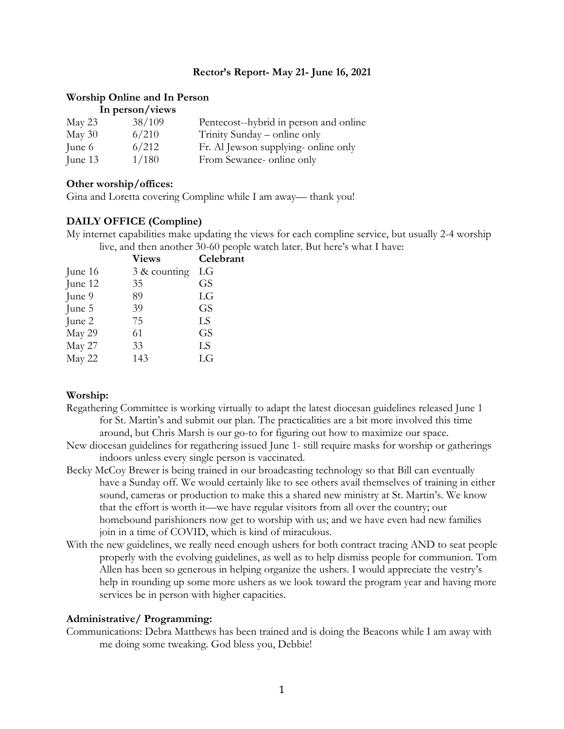# Rector's Report- May 21- June 16, 2021

## Worship Online and In Person

| | In person/views | |
|---|---|---|
| May 23 | 38/109 | Pentecost--hybrid in person and online |
| May 30 | 6/210 | Trinity Sunday – online only |
| June 6 | 6/212 | Fr. Al Jewson supplying- online only |
| June 13 | 1/180 | From Sewanee- online only |

## Other worship/offices:

Gina and Loretta covering Compline while I am away— thank you!

## DAILY OFFICE (Compline)

My internet capabilities make updating the views for each compline service, but usually 2-4 worship live, and then another 30-60 people watch later. But here's what I have:

| | Views | Celebrant |
|---|---|---|
| June 16 | 3 & counting | LG |
| June 12 | 35 | GS |
| June 9 | 89 | LG |
| June 5 | 39 | GS |
| June 2 | 75 | LS |
| May 29 | 61 | GS |
| May 27 | 33 | LS |
| May 22 | 143 | LG |

## Worship:

Regathering Committee is working virtually to adapt the latest diocesan guidelines released June 1 for St. Martin's and submit our plan. The practicalities are a bit more involved this time around, but Chris Marsh is our go-to for figuring out how to maximize our space.

New diocesan guidelines for regathering issued June 1- still require masks for worship or gatherings indoors unless every single person is vaccinated.

Becky McCoy Brewer is being trained in our broadcasting technology so that Bill can eventually have a Sunday off. We would certainly like to see others avail themselves of training in either sound, cameras or production to make this a shared new ministry at St. Martin's. We know that the effort is worth it—we have regular visitors from all over the country; our homebound parishioners now get to worship with us; and we have even had new families join in a time of COVID, which is kind of miraculous.

With the new guidelines, we really need enough ushers for both contract tracing AND to seat people properly with the evolving guidelines, as well as to help dismiss people for communion. Tom Allen has been so generous in helping organize the ushers. I would appreciate the vestry's help in rounding up some more ushers as we look toward the program year and having more services be in person with higher capacities.

## Administrative/ Programming:

Communications: Debra Matthews has been trained and is doing the Beacons while I am away with me doing some tweaking. God bless you, Debbie!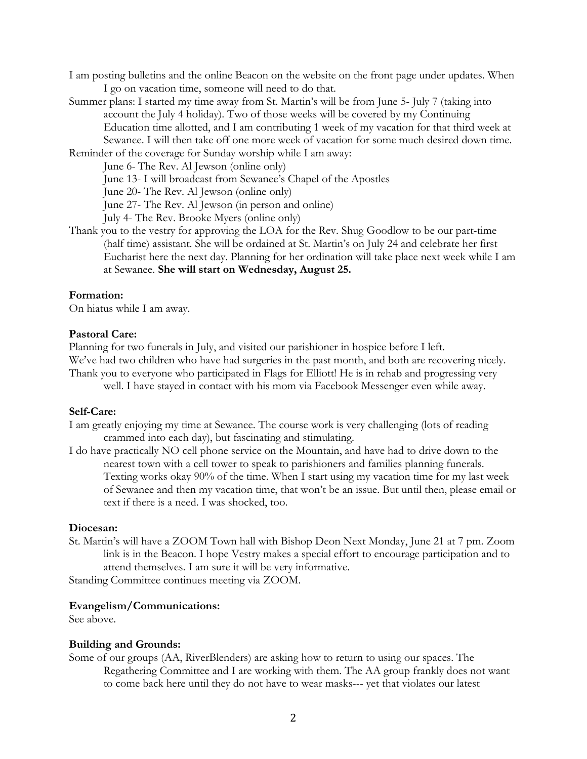I am posting bulletins and the online Beacon on the website on the front page under updates. When I go on vacation time, someone will need to do that.

Summer plans: I started my time away from St. Martin's will be from June 5- July 7 (taking into account the July 4 holiday). Two of those weeks will be covered by my Continuing Education time allotted, and I am contributing 1 week of my vacation for that third week at Sewanee. I will then take off one more week of vacation for some much desired down time.

Reminder of the coverage for Sunday worship while I am away:

June 6- The Rev. Al Jewson (online only)
June 13- I will broadcast from Sewanee's Chapel of the Apostles
June 20- The Rev. Al Jewson (online only)
June 27- The Rev. Al Jewson (in person and online)
July 4- The Rev. Brooke Myers (online only)

Thank you to the vestry for approving the LOA for the Rev. Shug Goodlow to be our part-time (half time) assistant. She will be ordained at St. Martin's on July 24 and celebrate her first Eucharist here the next day. Planning for her ordination will take place next week while I am at Sewanee. **She will start on Wednesday, August 25.**

**Formation:**

On hiatus while I am away.

**Pastoral Care:**

Planning for two funerals in July, and visited our parishioner in hospice before I left.

We've had two children who have had surgeries in the past month, and both are recovering nicely.

Thank you to everyone who participated in Flags for Elliott! He is in rehab and progressing very well. I have stayed in contact with his mom via Facebook Messenger even while away.

**Self-Care:**

I am greatly enjoying my time at Sewanee. The course work is very challenging (lots of reading crammed into each day), but fascinating and stimulating.

I do have practically NO cell phone service on the Mountain, and have had to drive down to the nearest town with a cell tower to speak to parishioners and families planning funerals. Texting works okay 90% of the time. When I start using my vacation time for my last week of Sewanee and then my vacation time, that won't be an issue. But until then, please email or text if there is a need. I was shocked, too.

**Diocesan:**

St. Martin's will have a ZOOM Town hall with Bishop Deon Next Monday, June 21 at 7 pm. Zoom link is in the Beacon. I hope Vestry makes a special effort to encourage participation and to attend themselves. I am sure it will be very informative.

Standing Committee continues meeting via ZOOM.

**Evangelism/Communications:**

See above.

**Building and Grounds:**

Some of our groups (AA, RiverBlenders) are asking how to return to using our spaces. The Regathering Committee and I are working with them. The AA group frankly does not want to come back here until they do not have to wear masks--- yet that violates our latest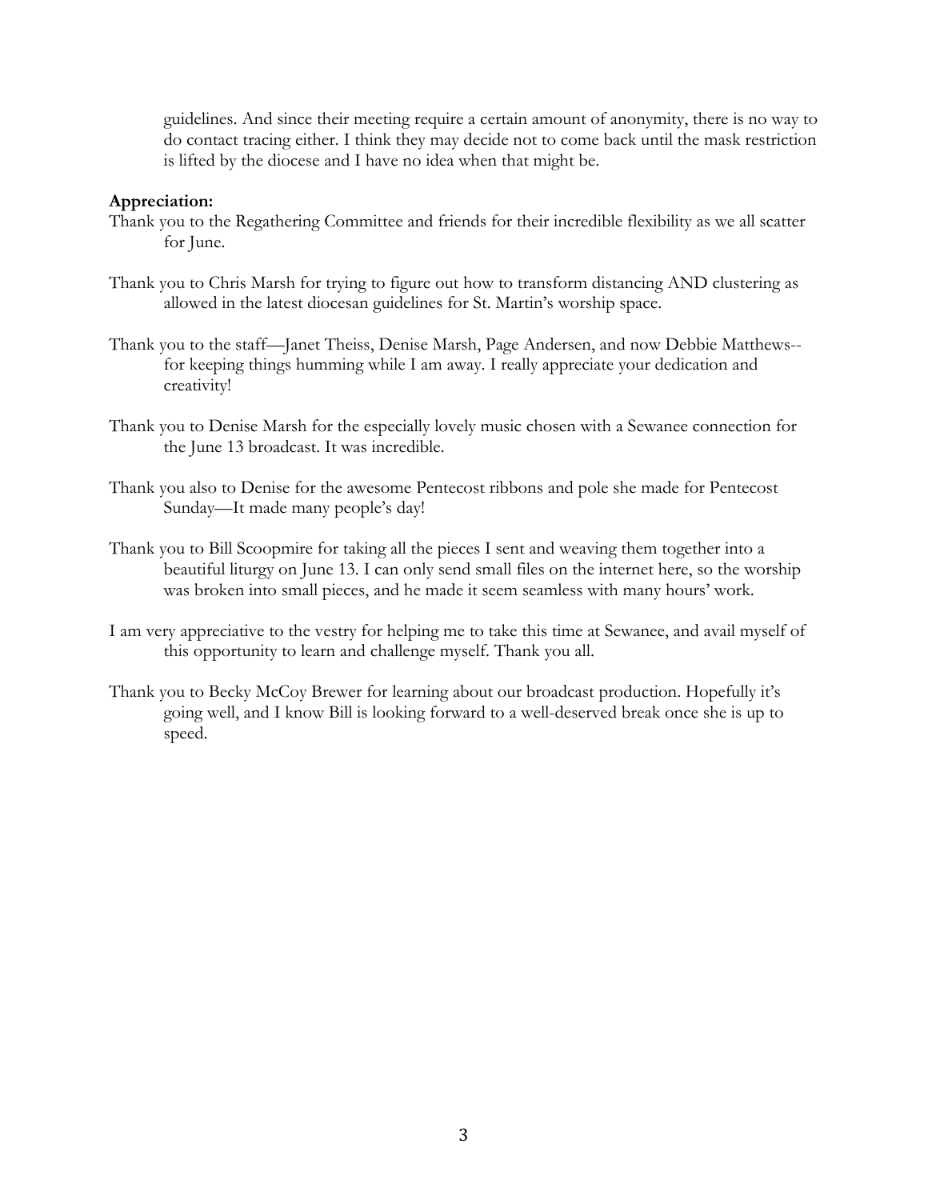guidelines. And since their meeting require a certain amount of anonymity, there is no way to do contact tracing either. I think they may decide not to come back until the mask restriction is lifted by the diocese and I have no idea when that might be.

**Appreciation:**

Thank you to the Regathering Committee and friends for their incredible flexibility as we all scatter for June.

Thank you to Chris Marsh for trying to figure out how to transform distancing AND clustering as allowed in the latest diocesan guidelines for St. Martin's worship space.

Thank you to the staff—Janet Theiss, Denise Marsh, Page Andersen, and now Debbie Matthews-- for keeping things humming while I am away. I really appreciate your dedication and creativity!

Thank you to Denise Marsh for the especially lovely music chosen with a Sewanee connection for the June 13 broadcast. It was incredible.

Thank you also to Denise for the awesome Pentecost ribbons and pole she made for Pentecost Sunday—It made many people's day!

Thank you to Bill Scoopmire for taking all the pieces I sent and weaving them together into a beautiful liturgy on June 13. I can only send small files on the internet here, so the worship was broken into small pieces, and he made it seem seamless with many hours' work.

I am very appreciative to the vestry for helping me to take this time at Sewanee, and avail myself of this opportunity to learn and challenge myself. Thank you all.

Thank you to Becky McCoy Brewer for learning about our broadcast production. Hopefully it's going well, and I know Bill is looking forward to a well-deserved break once she is up to speed.